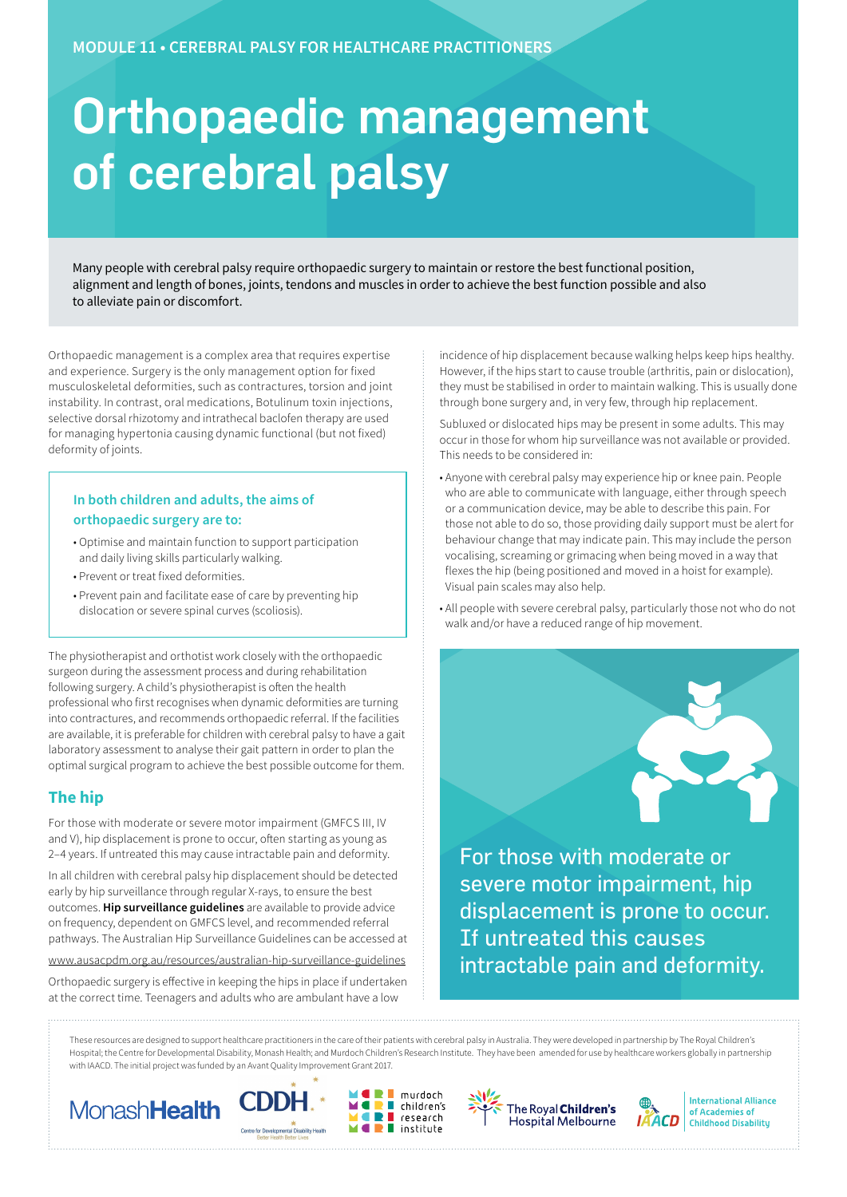MODULE 11 • CEREBRAL PALSY FOR HEALTHCARE PRACTITIONERS

# Orthopaedic management of cerebral palsy

Many people with cerebral palsy require orthopaedic surgery to maintain or restore the best functional position, alignment and length of bones, joints, tendons and muscles in order to achieve the best function possible and also to alleviate pain or discomfort.

Orthopaedic management is a complex area that requires expertise and experience. Surgery is the only management option for fixed musculoskeletal deformities, such as contractures, torsion and joint instability. In contrast, oral medications, Botulinum toxin injections, selective dorsal rhizotomy and intrathecal baclofen therapy are used for managing hypertonia causing dynamic functional (but not fixed) deformity of joints.

**In both children and adults, the aims of orthopaedic surgery are to:**

- Optimise and maintain function to support participation and daily living skills particularly walking.
- Prevent or treat fixed deformities.
- Prevent pain and facilitate ease of care by preventing hip dislocation or severe spinal curves (scoliosis).

The physiotherapist and orthotist work closely with the orthopaedic surgeon during the assessment process and during rehabilitation following surgery. A child's physiotherapist is often the health professional who first recognises when dynamic deformities are turning into contractures, and recommends orthopaedic referral. If the facilities are available, it is preferable for children with cerebral palsy to have a gait laboratory assessment to analyse their gait pattern in order to plan the optimal surgical program to achieve the best possible outcome for them.

## The hip

For those with moderate or severe motor impairment (GMFCS III, IV and V), hip displacement is prone to occur, often starting as young as 2–4 years. If untreated this may cause intractable pain and deformity.

In all children with cerebral palsy hip displacement should be detected early by hip surveillance through regular X-rays, to ensure the best outcomes. **Hip surveillance guidelines** are available to provide advice on frequency, dependent on GMFCS level, and recommended referral pathways. The Australian Hip Surveillance Guidelines can be accessed at

www.ausacpdm.org.au/resources/australian-hip-surveillance-guidelines

Orthopaedic surgery is effective in keeping the hips in place if undertaken at the correct time. Teenagers and adults who are ambulant have a low incidence of hip displacement because walking helps keep hips healthy. However, if the hips start to cause trouble (arthritis, pain or dislocation), they must be stabilised in order to maintain walking. This is usually done through bone surgery and, in very few, through hip replacement.

Subluxed or dislocated hips may be present in some adults. This may occur in those for whom hip surveillance was not available or provided. This needs to be considered in:

- Anyone with cerebral palsy may experience hip or knee pain. People who are able to communicate with language, either through speech or a communication device, may be able to describe this pain. For those not able to do so, those providing daily support must be alert for behaviour change that may indicate pain. This may include the person vocalising, screaming or grimacing when being moved in a way that flexes the hip (being positioned and moved in a hoist for example). Visual pain scales may also help.
- All people with severe cerebral palsy, particularly those not who do not walk and/or have a reduced range of hip movement.

For those with moderate or severe motor impairment, hip displacement is prone to occur. If untreated this causes intractable pain and deformity.

These resources are designed to support healthcare practitioners in the care of their patients with cerebral palsy in Australia. They were developed in partnership by The Royal Children's Hospital; the Centre for Developmental Disability, Monash Health; and Murdoch Children's Research Institute. They have been amended for use by healthcare workers globally in partnership with IAACD. The initial project was funded by an Avant Quality Improvement Grant 2017.

MonashHealth | CDDH Centre for Developmental Disability Health | murdoch children's research institute | The Royal Children's Hospital Melbourne | IAACD International Alliance of Academies of Childhood Disability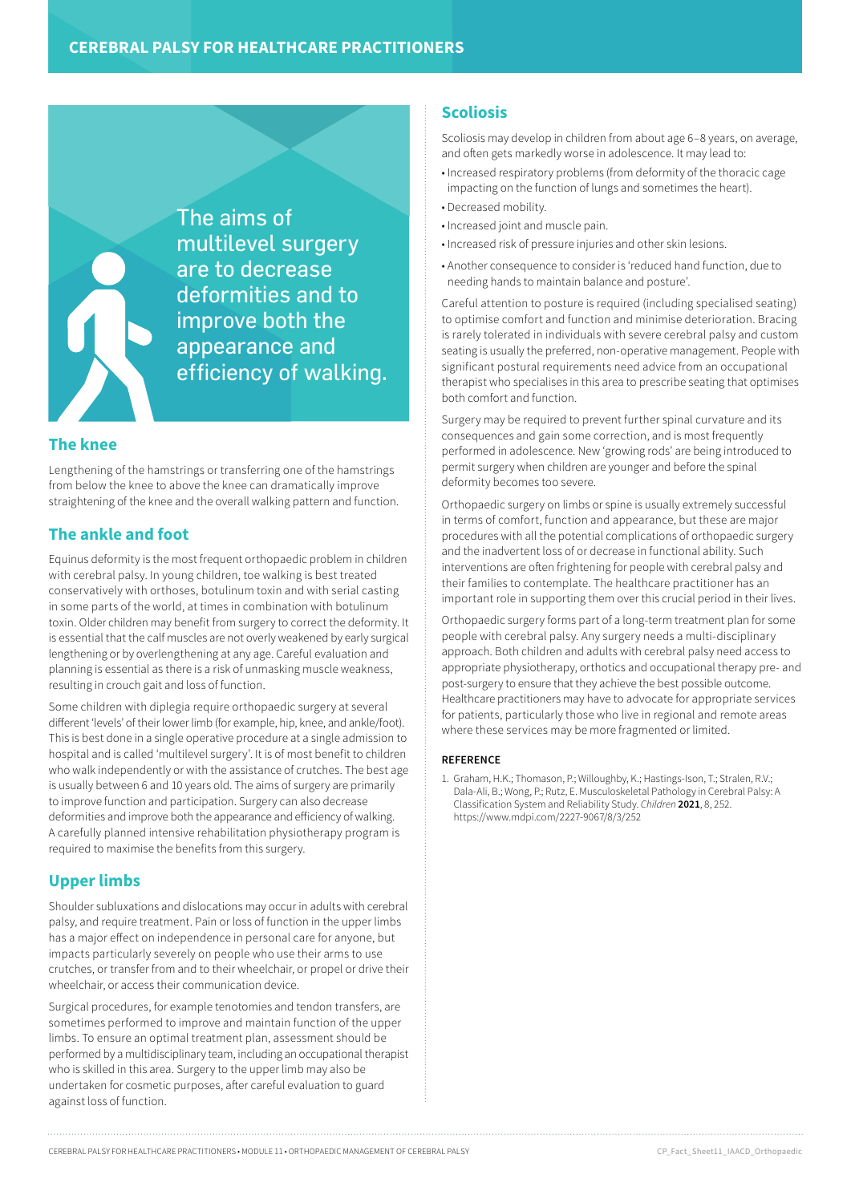The aims of multilevel surgery are to decrease deformities and to improve both the appearance and efficiency of walking.

## The knee

Lengthening of the hamstrings or transferring one of the hamstrings from below the knee to above the knee can dramatically improve straightening of the knee and the overall walking pattern and function.

## The ankle and foot

Equinus deformity is the most frequent orthopaedic problem in children with cerebral palsy. In young children, toe walking is best treated conservatively with orthoses, botulinum toxin and with serial casting in some parts of the world, at times in combination with botulinum toxin. Older children may benefit from surgery to correct the deformity. It is essential that the calf muscles are not overly weakened by early surgical lengthening or by overlengthening at any age. Careful evaluation and planning is essential as there is a risk of unmasking muscle weakness, resulting in crouch gait and loss of function.

Some children with diplegia require orthopaedic surgery at several different 'levels' of their lower limb (for example, hip, knee, and ankle/foot). This is best done in a single operative procedure at a single admission to hospital and is called 'multilevel surgery'. It is of most benefit to children who walk independently or with the assistance of crutches. The best age is usually between 6 and 10 years old. The aims of surgery are primarily to improve function and participation. Surgery can also decrease deformities and improve both the appearance and efficiency of walking. A carefully planned intensive rehabilitation physiotherapy program is required to maximise the benefits from this surgery.

## Upper limbs

Shoulder subluxations and dislocations may occur in adults with cerebral palsy, and require treatment. Pain or loss of function in the upper limbs has a major effect on independence in personal care for anyone, but impacts particularly severely on people who use their arms to use crutches, or transfer from and to their wheelchair, or propel or drive their wheelchair, or access their communication device.

Surgical procedures, for example tenotomies and tendon transfers, are sometimes performed to improve and maintain function of the upper limbs. To ensure an optimal treatment plan, assessment should be performed by a multidisciplinary team, including an occupational therapist who is skilled in this area. Surgery to the upper limb may also be undertaken for cosmetic purposes, after careful evaluation to guard against loss of function.

## Scoliosis

Scoliosis may develop in children from about age 6–8 years, on average, and often gets markedly worse in adolescence. It may lead to:

- Increased respiratory problems (from deformity of the thoracic cage impacting on the function of lungs and sometimes the heart).
- Decreased mobility.
- Increased joint and muscle pain.
- Increased risk of pressure injuries and other skin lesions.
- Another consequence to consider is 'reduced hand function, due to needing hands to maintain balance and posture'.

Careful attention to posture is required (including specialised seating) to optimise comfort and function and minimise deterioration. Bracing is rarely tolerated in individuals with severe cerebral palsy and custom seating is usually the preferred, non-operative management. People with significant postural requirements need advice from an occupational therapist who specialises in this area to prescribe seating that optimises both comfort and function.

Surgery may be required to prevent further spinal curvature and its consequences and gain some correction, and is most frequently performed in adolescence. New 'growing rods' are being introduced to permit surgery when children are younger and before the spinal deformity becomes too severe.

Orthopaedic surgery on limbs or spine is usually extremely successful in terms of comfort, function and appearance, but these are major procedures with all the potential complications of orthopaedic surgery and the inadvertent loss of or decrease in functional ability. Such interventions are often frightening for people with cerebral palsy and their families to contemplate. The healthcare practitioner has an important role in supporting them over this crucial period in their lives.

Orthopaedic surgery forms part of a long-term treatment plan for some people with cerebral palsy. Any surgery needs a multi-disciplinary approach. Both children and adults with cerebral palsy need access to appropriate physiotherapy, orthotics and occupational therapy pre- and post-surgery to ensure that they achieve the best possible outcome. Healthcare practitioners may have to advocate for appropriate services for patients, particularly those who live in regional and remote areas where these services may be more fragmented or limited.

### REFERENCE

1. Graham, H.K.; Thomason, P.; Willoughby, K.; Hastings-Ison, T.; Stralen, R.V.; Dala-Ali, B.; Wong, P.; Rutz, E. Musculoskeletal Pathology in Cerebral Palsy: A Classification System and Reliability Study. *Children* **2021**, 8, 252. https://www.mdpi.com/2227-9067/8/3/252